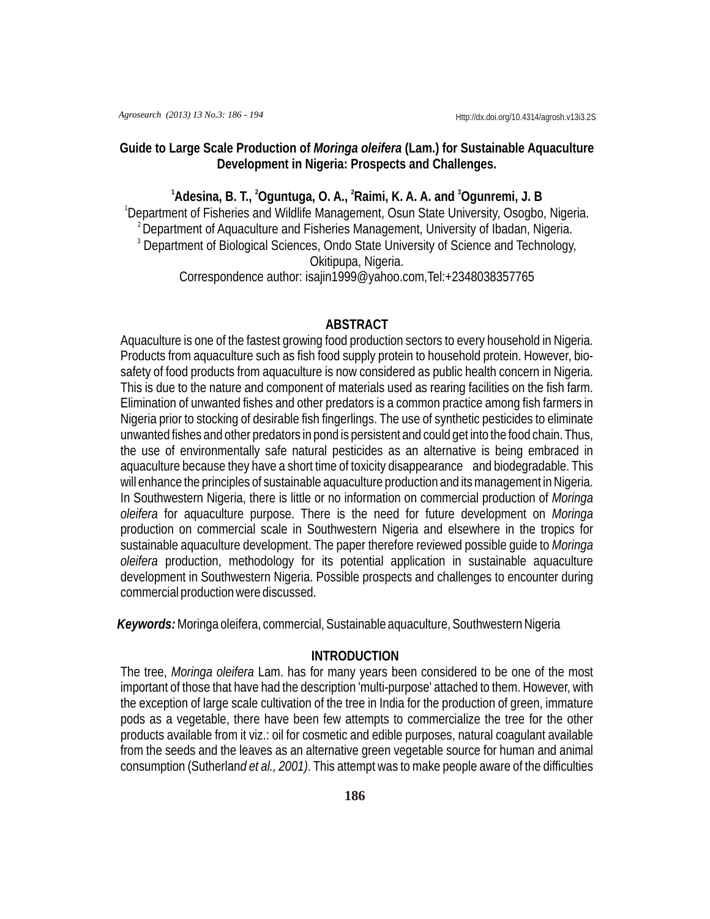# Guide to Large Scale Production of *Moringa oleifera* (Lam.) for Sustainable Aquaculture Development in Nigeria: Prospects and Challenges.

**[1]Adesina, B. T., [2]Oguntuga, O. A., [2]Raimi, K. A. A. and [3]Ogunremi, J. B**

[1]Department of Fisheries and Wildlife Management, Osun State University, Osogbo, Nigeria.
[2] Department of Aquaculture and Fisheries Management, University of Ibadan, Nigeria.
[3] Department of Biological Sciences, Ondo State University of Science and Technology, Okitipupa, Nigeria.
Correspondence author: isajin1999@yahoo.com,Tel:+2348038357765

## ABSTRACT

Aquaculture is one of the fastest growing food production sectors to every household in Nigeria. Products from aquaculture such as fish food supply protein to household protein. However, bio-safety of food products from aquaculture is now considered as public health concern in Nigeria. This is due to the nature and component of materials used as rearing facilities on the fish farm. Elimination of unwanted fishes and other predators is a common practice among fish farmers in Nigeria prior to stocking of desirable fish fingerlings. The use of synthetic pesticides to eliminate unwanted fishes and other predators in pond is persistent and could get into the food chain. Thus, the use of environmentally safe natural pesticides as an alternative is being embraced in aquaculture because they have a short time of toxicity disappearance and biodegradable. This will enhance the principles of sustainable aquaculture production and its management in Nigeria. In Southwestern Nigeria, there is little or no information on commercial production of *Moringa oleifera* for aquaculture purpose. There is the need for future development on *Moringa* production on commercial scale in Southwestern Nigeria and elsewhere in the tropics for sustainable aquaculture development. The paper therefore reviewed possible guide to *Moringa oleifera* production, methodology for its potential application in sustainable aquaculture development in Southwestern Nigeria. Possible prospects and challenges to encounter during commercial production were discussed.

***Keywords:*** Moringa oleifera, commercial, Sustainable aquaculture, Southwestern Nigeria

## INTRODUCTION

The tree, *Moringa oleifera* Lam. has for many years been considered to be one of the most important of those that have had the description 'multi-purpose' attached to them. However, with the exception of large scale cultivation of the tree in India for the production of green, immature pods as a vegetable, there have been few attempts to commercialize the tree for the other products available from it viz.: oil for cosmetic and edible purposes, natural coagulant available from the seeds and the leaves as an alternative green vegetable source for human and animal consumption (Sutherland *et al., 2001)*. This attempt was to make people aware of the difficulties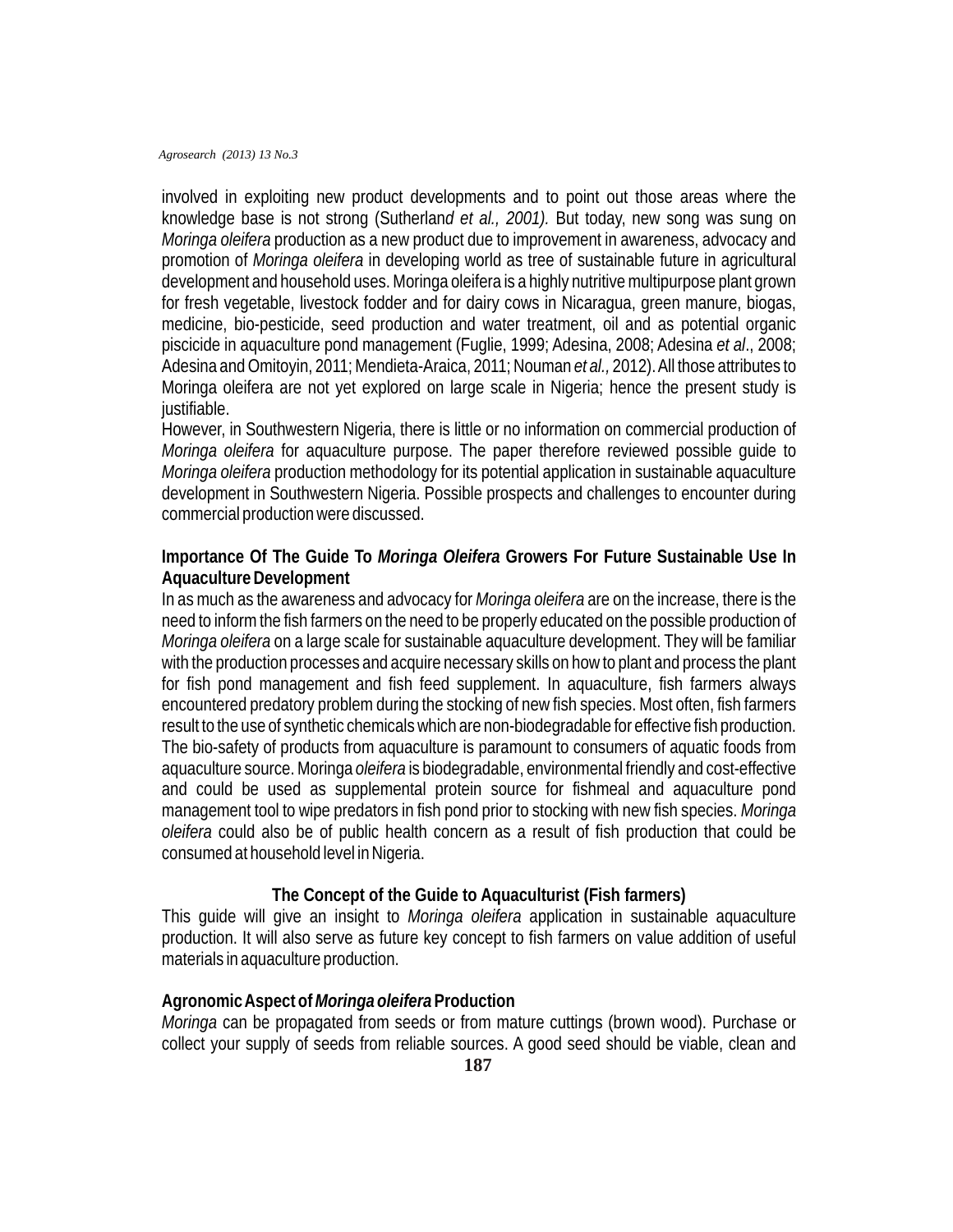involved in exploiting new product developments and to point out those areas where the knowledge base is not strong (Sutherlan*d et al., 2001).* But today, new song was sung on *Moringa oleifera* production as a new product due to improvement in awareness, advocacy and promotion of *Moringa oleifera* in developing world as tree of sustainable future in agricultural development and household uses. Moringa oleifera is a highly nutritive multipurpose plant grown for fresh vegetable, livestock fodder and for dairy cows in Nicaragua, green manure, biogas, medicine, bio-pesticide, seed production and water treatment, oil and as potential organic piscicide in aquaculture pond management (Fuglie, 1999; Adesina, 2008; Adesina *et al*., 2008; Adesina and Omitoyin, 2011; Mendieta-Araica, 2011; Nouman *et al.,* 2012). All those attributes to Moringa oleifera are not yet explored on large scale in Nigeria; hence the present study is justifiable.

However, in Southwestern Nigeria, there is little or no information on commercial production of *Moringa oleifera* for aquaculture purpose. The paper therefore reviewed possible guide to *Moringa oleifera* production methodology for its potential application in sustainable aquaculture development in Southwestern Nigeria. Possible prospects and challenges to encounter during commercial production were discussed.

## Importance Of The Guide To *Moringa Oleifera* Growers For Future Sustainable Use In Aquaculture Development

In as much as the awareness and advocacy for *Moringa oleifera* are on the increase, there is the need to inform the fish farmers on the need to be properly educated on the possible production of *Moringa oleifera* on a large scale for sustainable aquaculture development. They will be familiar with the production processes and acquire necessary skills on how to plant and process the plant for fish pond management and fish feed supplement. In aquaculture, fish farmers always encountered predatory problem during the stocking of new fish species. Most often, fish farmers result to the use of synthetic chemicals which are non-biodegradable for effective fish production. The bio-safety of products from aquaculture is paramount to consumers of aquatic foods from aquaculture source. Moringa *oleifera* is biodegradable, environmental friendly and cost-effective and could be used as supplemental protein source for fishmeal and aquaculture pond management tool to wipe predators in fish pond prior to stocking with new fish species. *Moringa oleifera* could also be of public health concern as a result of fish production that could be consumed at household level in Nigeria.

## The Concept of the Guide to Aquaculturist (Fish farmers)

This guide will give an insight to *Moringa oleifera* application in sustainable aquaculture production. It will also serve as future key concept to fish farmers on value addition of useful materials in aquaculture production.

## Agronomic Aspect of *Moringa oleifera* Production

*Moringa* can be propagated from seeds or from mature cuttings (brown wood). Purchase or collect your supply of seeds from reliable sources. A good seed should be viable, clean and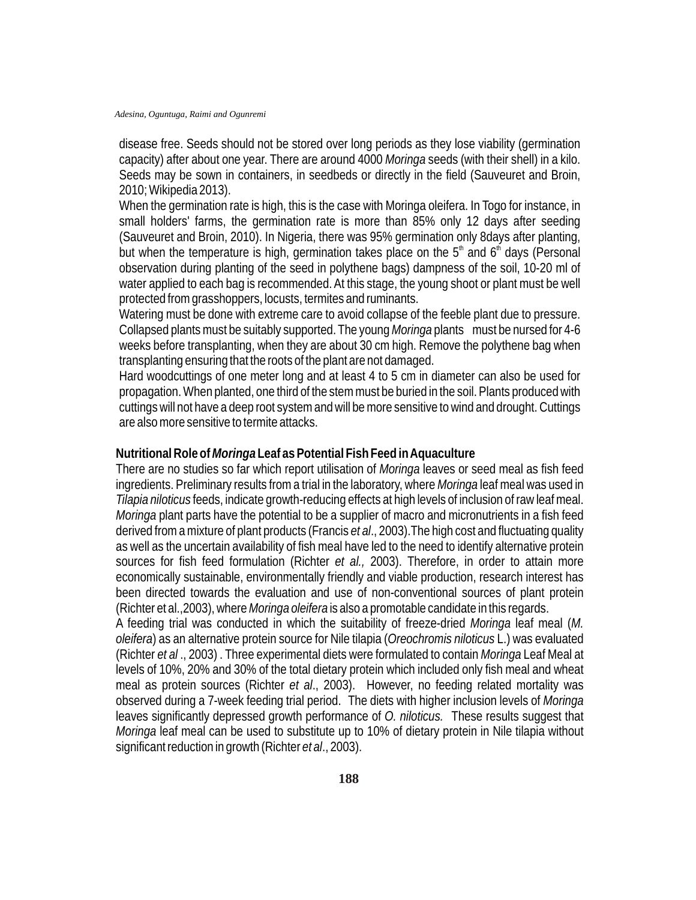disease free. Seeds should not be stored over long periods as they lose viability (germination capacity) after about one year. There are around 4000 *Moringa* seeds (with their shell) in a kilo. Seeds may be sown in containers, in seedbeds or directly in the field (Sauveuret and Broin, 2010; Wikipedia 2013).

When the germination rate is high, this is the case with Moringa oleifera. In Togo for instance, in small holders' farms, the germination rate is more than 85% only 12 days after seeding (Sauveuret and Broin, 2010). In Nigeria, there was 95% germination only 8days after planting, but when the temperature is high, germination takes place on the 5th and 6th days (Personal observation during planting of the seed in polythene bags) dampness of the soil, 10-20 ml of water applied to each bag is recommended. At this stage, the young shoot or plant must be well protected from grasshoppers, locusts, termites and ruminants.

Watering must be done with extreme care to avoid collapse of the feeble plant due to pressure. Collapsed plants must be suitably supported. The young *Moringa* plants must be nursed for 4-6 weeks before transplanting, when they are about 30 cm high. Remove the polythene bag when transplanting ensuring that the roots of the plant are not damaged.

Hard woodcuttings of one meter long and at least 4 to 5 cm in diameter can also be used for propagation. When planted, one third of the stem must be buried in the soil. Plants produced with cuttings will not have a deep root system and will be more sensitive to wind and drought. Cuttings are also more sensitive to termite attacks.

## Nutritional Role of *Moringa* Leaf as Potential Fish Feed in Aquaculture

There are no studies so far which report utilisation of *Moringa* leaves or seed meal as fish feed ingredients. Preliminary results from a trial in the laboratory, where *Moringa* leaf meal was used in *Tilapia niloticus* feeds, indicate growth-reducing effects at high levels of inclusion of raw leaf meal. *Moringa* plant parts have the potential to be a supplier of macro and micronutrients in a fish feed derived from a mixture of plant products (Francis *et al*., 2003).The high cost and fluctuating quality as well as the uncertain availability of fish meal have led to the need to identify alternative protein sources for fish feed formulation (Richter *et al.,* 2003). Therefore, in order to attain more economically sustainable, environmentally friendly and viable production, research interest has been directed towards the evaluation and use of non-conventional sources of plant protein (Richter et al.,2003), where *Moringa oleifera* is also a promotable candidate in this regards.

A feeding trial was conducted in which the suitability of freeze-dried *Moringa* leaf meal (*M. oleifera*) as an alternative protein source for Nile tilapia (*Oreochromis niloticus* L.) was evaluated (Richter *et al* ., 2003) . Three experimental diets were formulated to contain *Moringa* Leaf Meal at levels of 10%, 20% and 30% of the total dietary protein which included only fish meal and wheat meal as protein sources (Richter *et al*., 2003). However, no feeding related mortality was observed during a 7-week feeding trial period. The diets with higher inclusion levels of *Moringa* leaves significantly depressed growth performance of *O. niloticus.* These results suggest that *Moringa* leaf meal can be used to substitute up to 10% of dietary protein in Nile tilapia without significant reduction in growth (Richter *et al*., 2003).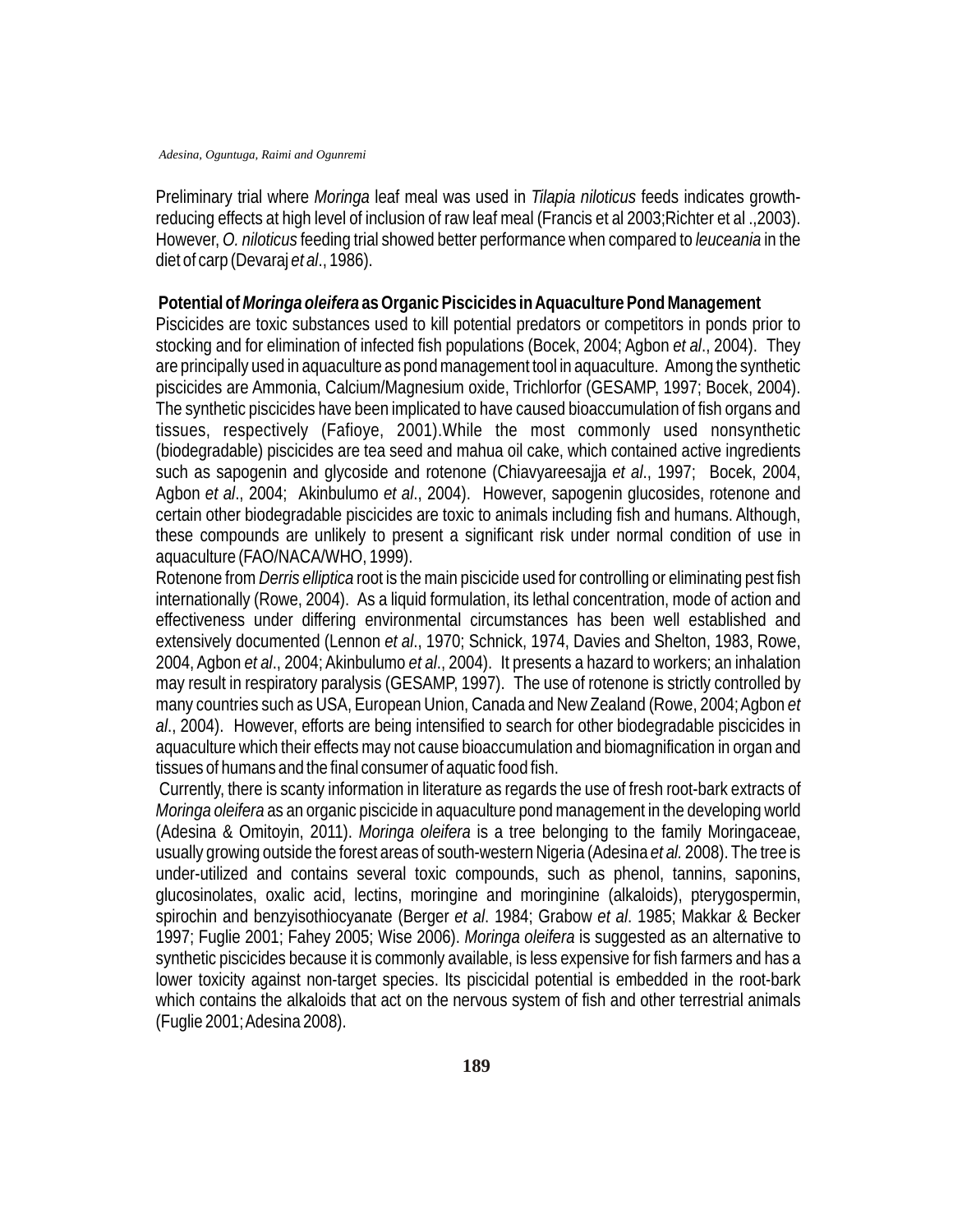Preliminary trial where *Moringa* leaf meal was used in *Tilapia niloticus* feeds indicates growth-reducing effects at high level of inclusion of raw leaf meal (Francis et al 2003;Richter et al .,2003). However, *O. niloticus* feeding trial showed better performance when compared to *leuceania* in the diet of carp (Devaraj *et al*., 1986).

## Potential of *Moringa oleifera* as Organic Piscicides in Aquaculture Pond Management

Piscicides are toxic substances used to kill potential predators or competitors in ponds prior to stocking and for elimination of infected fish populations (Bocek, 2004; Agbon *et al*., 2004). They are principally used in aquaculture as pond management tool in aquaculture. Among the synthetic piscicides are Ammonia, Calcium/Magnesium oxide, Trichlorfor (GESAMP, 1997; Bocek, 2004). The synthetic piscicides have been implicated to have caused bioaccumulation of fish organs and tissues, respectively (Fafioye, 2001).While the most commonly used nonsynthetic (biodegradable) piscicides are tea seed and mahua oil cake, which contained active ingredients such as sapogenin and glycoside and rotenone (Chiavyareesajja *et al*., 1997; Bocek, 2004, Agbon *et al*., 2004; Akinbulumo *et al*., 2004). However, sapogenin glucosides, rotenone and certain other biodegradable piscicides are toxic to animals including fish and humans. Although, these compounds are unlikely to present a significant risk under normal condition of use in aquaculture (FAO/NACA/WHO, 1999).

Rotenone from *Derris elliptica* root is the main piscicide used for controlling or eliminating pest fish internationally (Rowe, 2004). As a liquid formulation, its lethal concentration, mode of action and effectiveness under differing environmental circumstances has been well established and extensively documented (Lennon *et al*., 1970; Schnick, 1974, Davies and Shelton, 1983, Rowe, 2004, Agbon *et al*., 2004; Akinbulumo *et al*., 2004). It presents a hazard to workers; an inhalation may result in respiratory paralysis (GESAMP, 1997). The use of rotenone is strictly controlled by many countries such as USA, European Union, Canada and New Zealand (Rowe, 2004; Agbon *et al*., 2004). However, efforts are being intensified to search for other biodegradable piscicides in aquaculture which their effects may not cause bioaccumulation and biomagnification in organ and tissues of humans and the final consumer of aquatic food fish.

Currently, there is scanty information in literature as regards the use of fresh root-bark extracts of *Moringa oleifera* as an organic piscicide in aquaculture pond management in the developing world (Adesina & Omitoyin, 2011). *Moringa oleifera* is a tree belonging to the family Moringaceae, usually growing outside the forest areas of south-western Nigeria (Adesina *et al.* 2008). The tree is under-utilized and contains several toxic compounds, such as phenol, tannins, saponins, glucosinolates, oxalic acid, lectins, moringine and moringinine (alkaloids), pterygospermin, spirochin and benzyisothiocyanate (Berger *et al*. 1984; Grabow *et al*. 1985; Makkar & Becker 1997; Fuglie 2001; Fahey 2005; Wise 2006). *Moringa oleifera* is suggested as an alternative to synthetic piscicides because it is commonly available, is less expensive for fish farmers and has a lower toxicity against non-target species. Its piscicidal potential is embedded in the root-bark which contains the alkaloids that act on the nervous system of fish and other terrestrial animals (Fuglie 2001; Adesina 2008).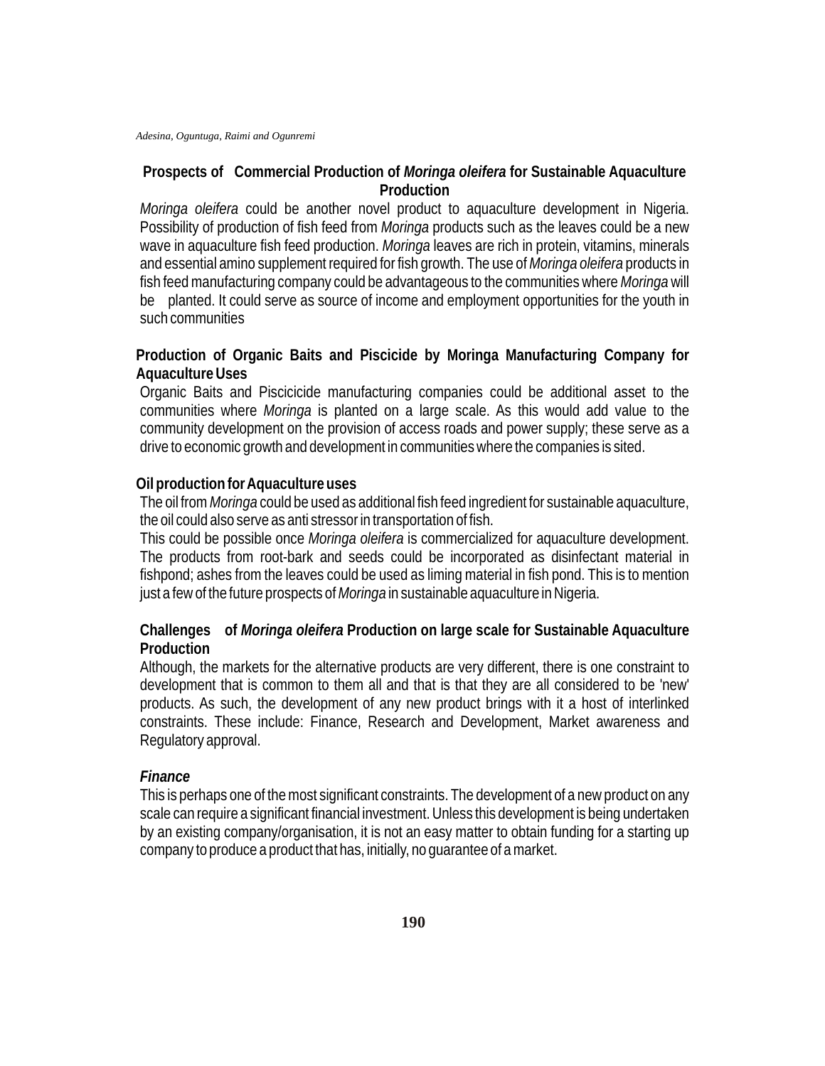## Prospects of Commercial Production of *Moringa oleifera* for Sustainable Aquaculture Production

*Moringa oleifera* could be another novel product to aquaculture development in Nigeria. Possibility of production of fish feed from *Moringa* products such as the leaves could be a new wave in aquaculture fish feed production. *Moringa* leaves are rich in protein, vitamins, minerals and essential amino supplement required for fish growth. The use of *Moringa oleifera* products in fish feed manufacturing company could be advantageous to the communities where *Moringa* will be planted. It could serve as source of income and employment opportunities for the youth in such communities

## Production of Organic Baits and Piscicide by Moringa Manufacturing Company for Aquaculture Uses

Organic Baits and Piscicicide manufacturing companies could be additional asset to the communities where *Moringa* is planted on a large scale. As this would add value to the community development on the provision of access roads and power supply; these serve as a drive to economic growth and development in communities where the companies is sited.

## Oil production for Aquaculture uses

The oil from *Moringa* could be used as additional fish feed ingredient for sustainable aquaculture, the oil could also serve as anti stressor in transportation of fish.

This could be possible once *Moringa oleifera* is commercialized for aquaculture development. The products from root-bark and seeds could be incorporated as disinfectant material in fishpond; ashes from the leaves could be used as liming material in fish pond. This is to mention just a few of the future prospects of *Moringa* in sustainable aquaculture in Nigeria.

## Challenges of *Moringa oleifera* Production on large scale for Sustainable Aquaculture Production

Although, the markets for the alternative products are very different, there is one constraint to development that is common to them all and that is that they are all considered to be 'new' products. As such, the development of any new product brings with it a host of interlinked constraints. These include: Finance, Research and Development, Market awareness and Regulatory approval.

### *Finance*

This is perhaps one of the most significant constraints. The development of a new product on any scale can require a significant financial investment. Unless this development is being undertaken by an existing company/organisation, it is not an easy matter to obtain funding for a starting up company to produce a product that has, initially, no guarantee of a market.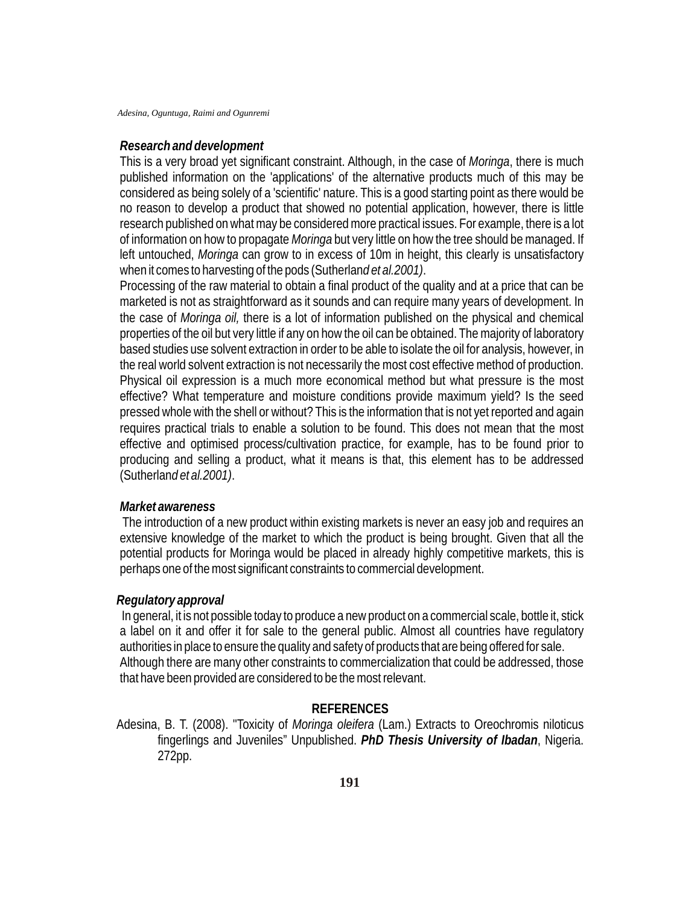### *Research and development*

This is a very broad yet significant constraint. Although, in the case of *Moringa*, there is much published information on the 'applications' of the alternative products much of this may be considered as being solely of a 'scientific' nature. This is a good starting point as there would be no reason to develop a product that showed no potential application, however, there is little research published on what may be considered more practical issues. For example, there is a lot of information on how to propagate *Moringa* but very little on how the tree should be managed. If left untouched, *Moringa* can grow to in excess of 10m in height, this clearly is unsatisfactory when it comes to harvesting of the pods (Sutherland *et al.2001)*.

Processing of the raw material to obtain a final product of the quality and at a price that can be marketed is not as straightforward as it sounds and can require many years of development. In the case of *Moringa oil,* there is a lot of information published on the physical and chemical properties of the oil but very little if any on how the oil can be obtained. The majority of laboratory based studies use solvent extraction in order to be able to isolate the oil for analysis, however, in the real world solvent extraction is not necessarily the most cost effective method of production. Physical oil expression is a much more economical method but what pressure is the most effective? What temperature and moisture conditions provide maximum yield? Is the seed pressed whole with the shell or without? This is the information that is not yet reported and again requires practical trials to enable a solution to be found. This does not mean that the most effective and optimised process/cultivation practice, for example, has to be found prior to producing and selling a product, what it means is that, this element has to be addressed (Sutherland *et al.2001)*.

### *Market awareness*

The introduction of a new product within existing markets is never an easy job and requires an extensive knowledge of the market to which the product is being brought. Given that all the potential products for Moringa would be placed in already highly competitive markets, this is perhaps one of the most significant constraints to commercial development.

### *Regulatory approval*

In general, it is not possible today to produce a new product on a commercial scale, bottle it, stick a label on it and offer it for sale to the general public. Almost all countries have regulatory authorities in place to ensure the quality and safety of products that are being offered for sale.

Although there are many other constraints to commercialization that could be addressed, those that have been provided are considered to be the most relevant.

## REFERENCES

Adesina, B. T. (2008). "Toxicity of *Moringa oleifera* (Lam.) Extracts to Oreochromis niloticus fingerlings and Juveniles" Unpublished. ***PhD Thesis University of Ibadan***, Nigeria. 272pp.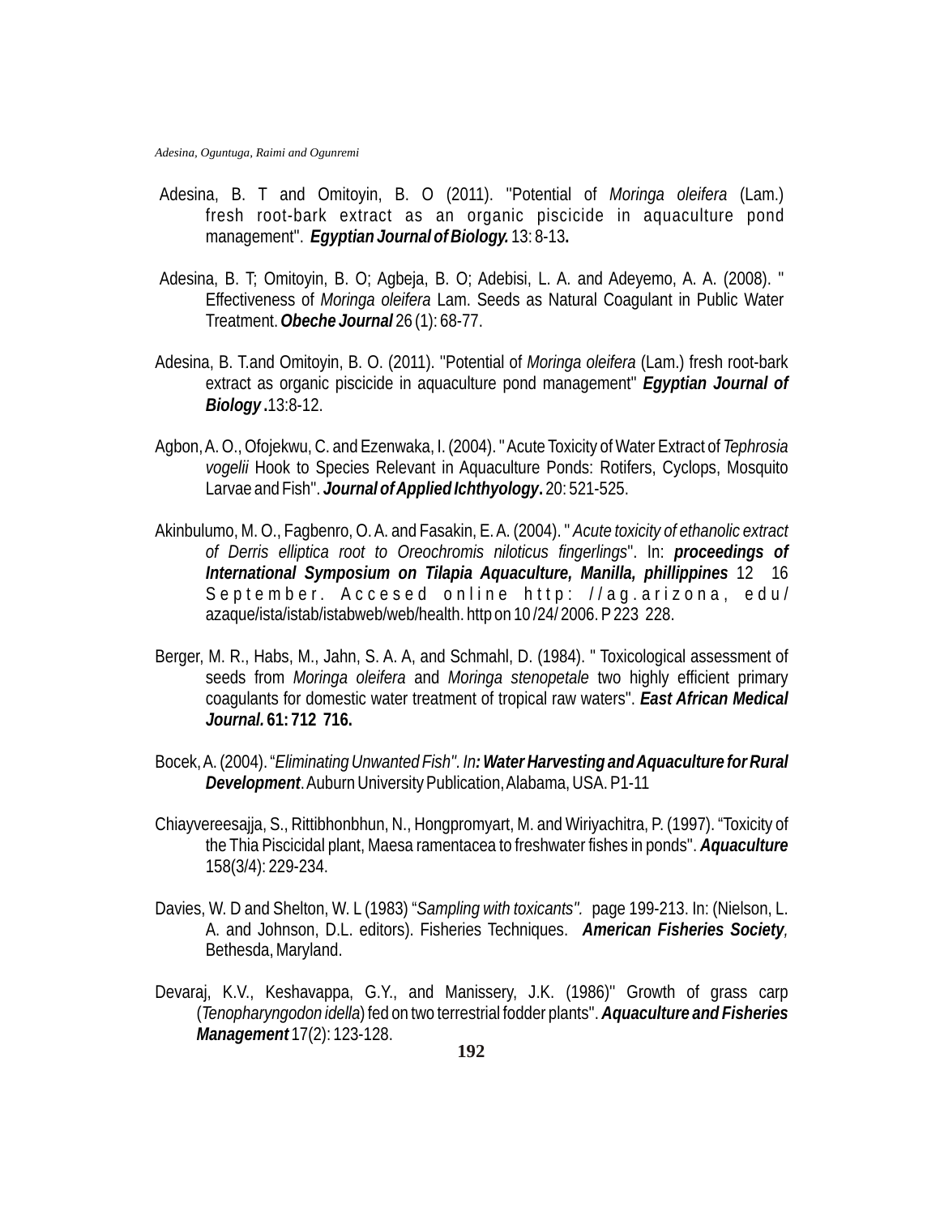Adesina, B. T and Omitoyin, B. O (2011). "Potential of *Moringa oleifera* (Lam.) fresh root-bark extract as an organic piscicide in aquaculture pond management". ***Egyptian Journal of Biology.*** 13: 8-13**.**

Adesina, B. T; Omitoyin, B. O; Agbeja, B. O; Adebisi, L. A. and Adeyemo, A. A. (2008). " Effectiveness of *Moringa oleifera* Lam. Seeds as Natural Coagulant in Public Water Treatment. ***Obeche Journal*** 26 (1): 68-77.

Adesina, B. T.and Omitoyin, B. O. (2011). "Potential of *Moringa oleifera* (Lam.) fresh root-bark extract as organic piscicide in aquaculture pond management" ***Egyptian Journal of Biology*** **.**13:8-12.

Agbon, A. O., Ofojekwu, C. and Ezenwaka, I. (2004). " Acute Toxicity of Water Extract of *Tephrosia vogelii* Hook to Species Relevant in Aquaculture Ponds: Rotifers, Cyclops, Mosquito Larvae and Fish". ***Journal of Applied Ichthyology*****.** 20: 521-525.

Akinbulumo, M. O., Fagbenro, O. A. and Fasakin, E. A. (2004). " *Acute toxicity of ethanolic extract of Derris elliptica root to Oreochromis niloticus fingerlings*". In: ***proceedings of International Symposium on Tilapia Aquaculture, Manilla, phillippines*** 12 16 September. Accesed online http: //ag.arizona, edu/ azaque/ista/istab/istabweb/web/health. http on 10 /24/ 2006. P 223 228.

Berger, M. R., Habs, M., Jahn, S. A. A, and Schmahl, D. (1984). " Toxicological assessment of seeds from *Moringa oleifera* and *Moringa stenopetale* two highly efficient primary coagulants for domestic water treatment of tropical raw waters". ***East African Medical Journal.*** **61: 712 716.**

Bocek, A. (2004). "*Eliminating Unwanted Fish"*. *In**: Water Harvesting and Aquaculture for Rural Development***. Auburn University Publication, Alabama, USA. P1-11

Chiayvereesajja, S., Rittibhonbhun, N., Hongpromyart, M. and Wiriyachitra, P. (1997). "Toxicity of the Thia Piscicidal plant, Maesa ramentacea to freshwater fishes in ponds". ***Aquaculture*** 158(3/4): 229-234.

Davies, W. D and Shelton, W. L (1983) "*Sampling with toxicants".* page 199-213. In: (Nielson, L. A. and Johnson, D.L. editors). Fisheries Techniques. ***American Fisheries Society****,* Bethesda, Maryland.

Devaraj, K.V., Keshavappa, G.Y., and Manissery, J.K. (1986)" Growth of grass carp (*Tenopharyngodon idella*) fed on two terrestrial fodder plants". ***Aquaculture and Fisheries Management*** 17(2): 123-128.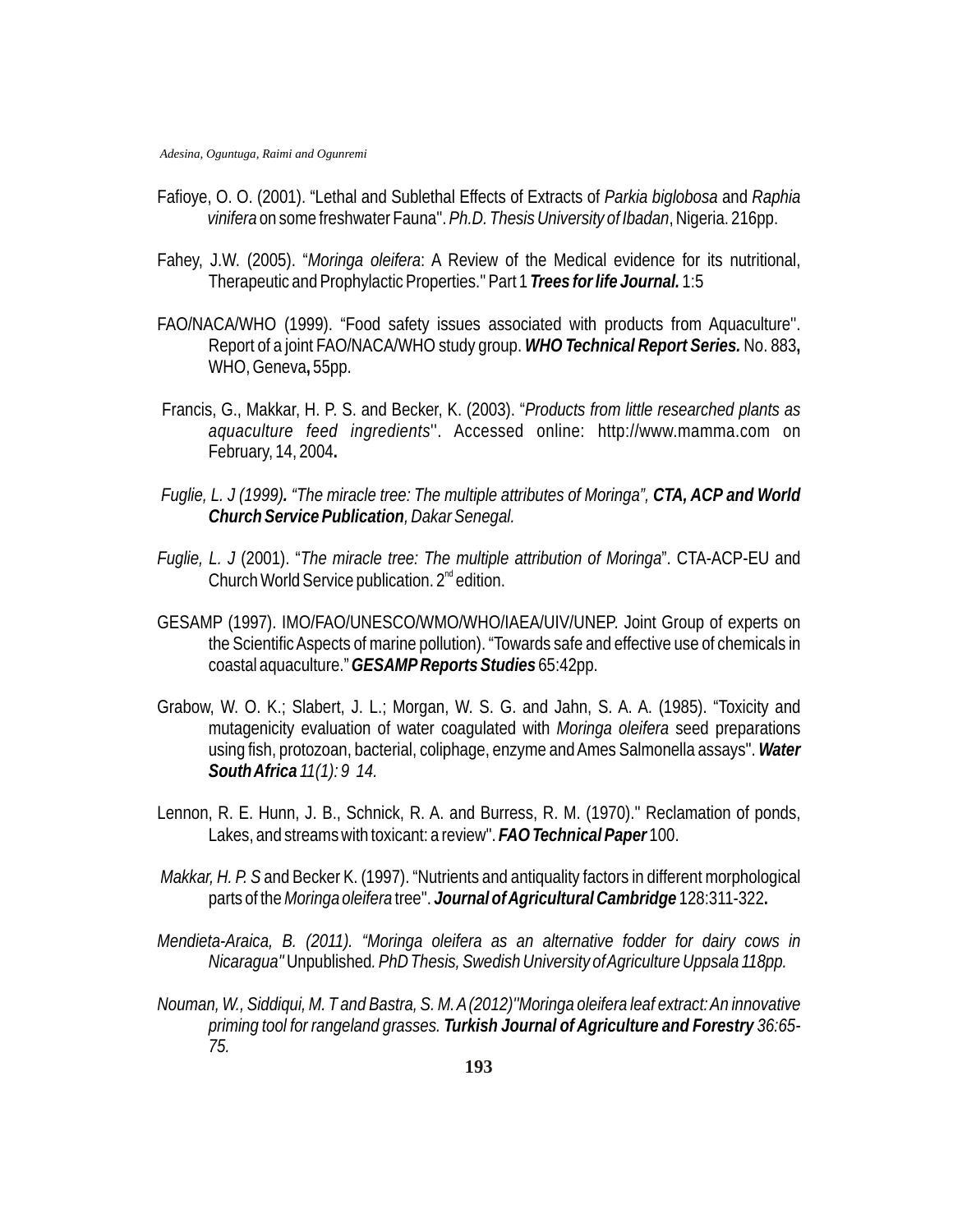Fafioye, O. O. (2001). "Lethal and Sublethal Effects of Extracts of *Parkia biglobosa* and *Raphia vinifera* on some freshwater Fauna". *Ph.D. Thesis University of Ibadan*, Nigeria. 216pp.

Fahey, J.W. (2005). "*Moringa oleifera*: A Review of the Medical evidence for its nutritional, Therapeutic and Prophylactic Properties." Part 1 ***Trees for life Journal.*** 1:5

FAO/NACA/WHO (1999). "Food safety issues associated with products from Aquaculture". Report of a joint FAO/NACA/WHO study group. ***WHO Technical Report Series.*** No. 883**,** WHO, Geneva**,** 55pp.

Francis, G., Makkar, H. P. S. and Becker, K. (2003). "*Products from little researched plants as aquaculture feed ingredients*". Accessed online: http://www.mamma.com on February, 14, 2004**.**

*Fuglie, L. J (1999)***.** *"The miracle tree: The multiple attributes of Moringa",* ***CTA, ACP and World Church Service Publication****, Dakar Senegal.*

*Fuglie, L. J* (2001). "*The miracle tree: The multiple attribution of Moringa*". CTA-ACP-EU and Church World Service publication. 2nd edition.

GESAMP (1997). IMO/FAO/UNESCO/WMO/WHO/IAEA/UIV/UNEP. Joint Group of experts on the Scientific Aspects of marine pollution). "Towards safe and effective use of chemicals in coastal aquaculture." ***GESAMP Reports Studies*** 65:42pp.

Grabow, W. O. K.; Slabert, J. L.; Morgan, W. S. G. and Jahn, S. A. A. (1985). "Toxicity and mutagenicity evaluation of water coagulated with *Moringa oleifera* seed preparations using fish, protozoan, bacterial, coliphage, enzyme and Ames Salmonella assays". ***Water South Africa*** *11(1): 9 14.*

Lennon, R. E. Hunn, J. B., Schnick, R. A. and Burress, R. M. (1970)." Reclamation of ponds, Lakes, and streams with toxicant: a review". ***FAO Technical Paper*** 100.

*Makkar, H. P. S* and Becker K. (1997). "Nutrients and antiquality factors in different morphological parts of the *Moringa oleifera* tree". ***Journal of Agricultural Cambridge*** 128:311-322**.**

*Mendieta-Araica, B. (2011). "Moringa oleifera as an alternative fodder for dairy cows in Nicaragua"* Unpublished*. PhD Thesis, Swedish University of Agriculture Uppsala 118pp.*

*Nouman, W., Siddiqui, M. T and Bastra, S. M. A (2012)"Moringa oleifera leaf extract: An innovative priming tool for rangeland grasses.* ***Turkish Journal of Agriculture and Forestry*** *36:65-75.*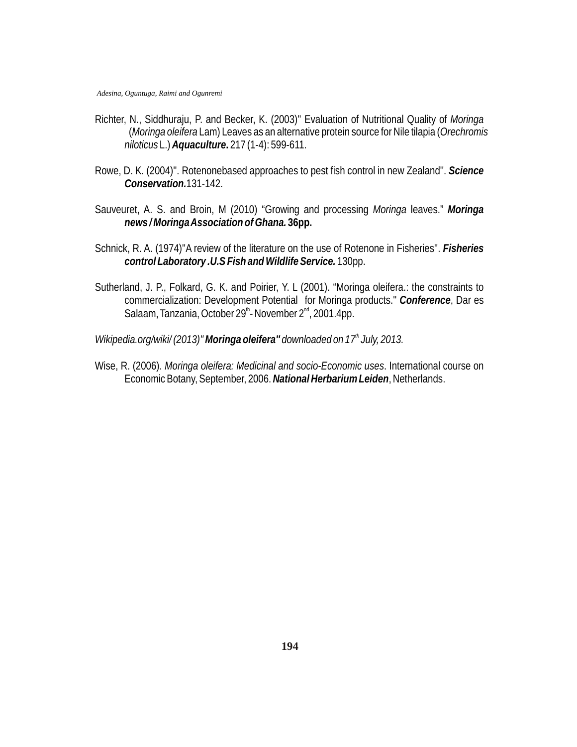Richter, N., Siddhuraju, P. and Becker, K. (2003)" Evaluation of Nutritional Quality of *Moringa* (*Moringa oleifera* Lam) Leaves as an alternative protein source for Nile tilapia (*Orechromis niloticus* L.) ***Aquaculture*.** 217 (1-4): 599-611.

Rowe, D. K. (2004)". Rotenonebased approaches to pest fish control in new Zealand". ***Science Conservation.***131-142.

Sauveuret, A. S. and Broin, M (2010) “Growing and processing *Moringa* leaves.” ***Moringa news / Moringa Association of Ghana.* 36pp.**

Schnick, R. A. (1974)"A review of the literature on the use of Rotenone in Fisheries". ***Fisheries control Laboratory .U.S Fish and Wildlife Service.*** 130pp.

Sutherland, J. P., Folkard, G. K. and Poirier, Y. L (2001). “Moringa oleifera.: the constraints to commercialization: Development Potential for Moringa products." ***Conference***, Dar es Salaam, Tanzania, October 29th - November 2nd, 2001.4pp.

*Wikipedia.org/wiki/ (2013)"* ***Moringa oleifera"*** *downloaded on 17th July, 2013.*

Wise, R. (2006). *Moringa oleifera: Medicinal and socio-Economic uses*. International course on Economic Botany, September, 2006. ***National Herbarium Leiden***, Netherlands.